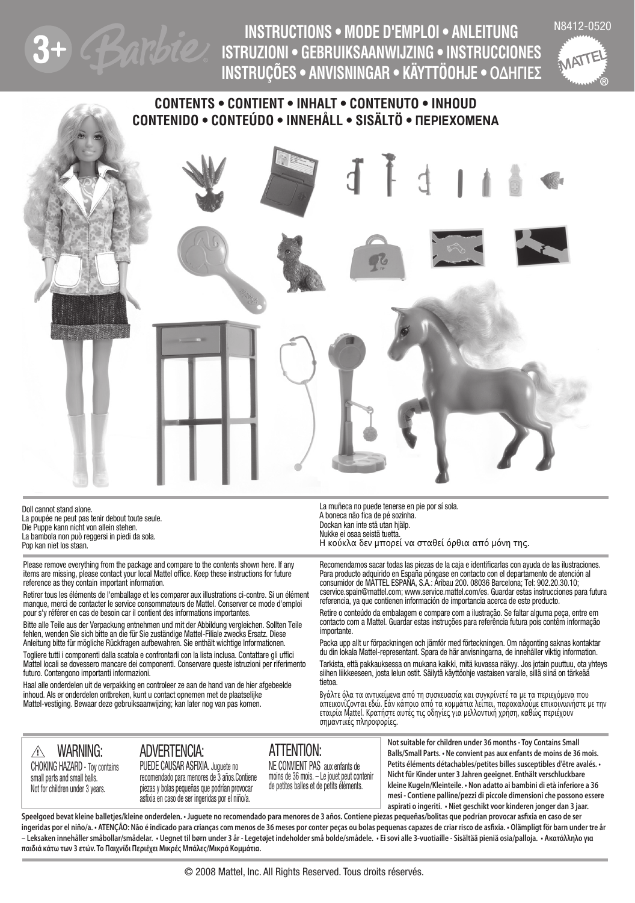3+ Barbie

# INSTRUCTIONS • MODE D'EMPLOI • ANLEITUNG ISTRUZIONI • GEBRUIKSAANWIJZING • INSTRUCCIONES INSTRUÇÕES • ANVISNINGAR • KÄYTTÖOHJE • ΟΔΗΓΙΕΣ

N8412-0520

MATTEL®

## CONTENTS • CONTIENT • INHALT • CONTENUTO • INHOUD CONTENIDO • CONTEÚDO • INNEHÅLL • SISÄLTÖ • ΠΕΡΙΕΧΟΜΕΝΑ

Doll cannot stand alone.
La poupée ne peut pas tenir debout toute seule.
Die Puppe kann nicht von allein stehen.
La bambola non può reggersi in piedi da sola.
Pop kan niet los staan.
La muñeca no puede tenerse en pie por sí sola.
A boneca não fica de pé sozinha.
Dockan kan inte stå utan hjälp.
Nukke ei osaa seistä tuetta.
Η κούκλα δεν μπορεί να σταθεί όρθια από μόνη της.

Please remove everything from the package and compare to the contents shown here. If any items are missing, please contact your local Mattel office. Keep these instructions for future reference as they contain important information.

Retirer tous les éléments de l'emballage et les comparer aux illustrations ci-contre. Si un élément manque, merci de contacter le service consommateurs de Mattel. Conserver ce mode d'emploi pour s'y référer en cas de besoin car il contient des informations importantes.

Bitte alle Teile aus der Verpackung entnehmen und mit der Abbildung vergleichen. Sollten Teile fehlen, wenden Sie sich bitte an die für Sie zuständige Mattel-Filiale zwecks Ersatz. Diese Anleitung bitte für mögliche Rückfragen aufbewahren. Sie enthält wichtige Informationen.

Togliere tutti i componenti dalla scatola e confrontarli con la lista inclusa. Contattare gli uffici Mattel locali se dovessero mancare dei componenti. Conservare queste istruzioni per riferimento futuro. Contengono importanti informazioni.

Haal alle onderdelen uit de verpakking en controleer ze aan de hand van de hier afgebeelde inhoud. Als er onderdelen ontbreken, kunt u contact opnemen met de plaatselijke Mattel-vestiging. Bewaar deze gebruiksaanwijzing; kan later nog van pas komen.

Recomendamos sacar todas las piezas de la caja e identificarlas con ayuda de las ilustraciones. Para producto adquirido en España póngase en contacto con el departamento de atención al consumidor de MATTEL ESPAÑA, S.A.: Aribau 200. 08036 Barcelona; Tel: 902.20.30.10; cservice.spain@mattel.com; www.service.mattel.com/es. Guardar estas instrucciones para futura referencia, ya que contienen información de importancia acerca de este producto.

Retire o conteúdo da embalagem e compare com a ilustração. Se faltar alguma peça, entre em contacto com a Mattel. Guardar estas instruções para referência futura pois contêm informação importante.

Packa upp allt ur förpackningen och jämför med förteckningen. Om någonting saknas kontaktar du din lokala Mattel-representant. Spara de här anvisningarna, de innehåller viktig information.

Tarkista, että pakkauksessa on mukana kaikki, mitä kuvassa näkyy. Jos jotain puuttuu, ota yhteys siihen liikkeeseen, josta lelun ostit. Säilytä käyttöohje vastaisen varalle, sillä siinä on tärkeää tietoa.

Βγάλτε όλα τα αντικείμενα από τη συσκευασία και συγκρίνετέ τα με τα περιεχόμενα που απεικονίζονται εδώ. Εάν κάποιο από τα κομμάτια λείπει, παρακαλούμε επικοινωνήστε με την εταιρία Mattel. Κρατήστε αυτές τις οδηγίες για μελλοντική χρήση, καθώς περιέχουν σημαντικές πληροφορίες.

⚠ **WARNING:**
CHOKING HAZARD - Toy contains small parts and small balls. Not for children under 3 years.

**ADVERTENCIA:**
PUEDE CAUSAR ASFIXIA. Juguete no recomendado para menores de 3 años.Contiene piezas y bolas pequeñas que podrían provocar asfixia en caso de ser ingeridas por el niño/a.

**ATTENTION:**
NE CONVIENT PAS aux enfants de moins de 36 mois. – Le jouet peut contenir de petites balles et de petits éléments.

**Not suitable for children under 36 months - Toy Contains Small Balls/Small Parts. • Ne convient pas aux enfants de moins de 36 mois. Petits éléments détachables/petites billes susceptibles d'être avalés. • Nicht für Kinder unter 3 Jahren geeignet. Enthält verschluckbare kleine Kugeln/Kleinteile. • Non adatto ai bambini di età inferiore a 36 mesi - Contiene palline/pezzi di piccole dimensioni che possono essere aspirati o ingeriti. • Niet geschikt voor kinderen jonger dan 3 jaar. Speelgoed bevat kleine balletjes/kleine onderdelen. • Juguete no recomendado para menores de 3 años. Contiene piezas pequeñas/bolitas que podrían provocar asfixia en caso de ser ingeridas por el niño/a. • ATENÇÃO: Não é indicado para crianças com menos de 36 meses por conter peças ou bolas pequenas capazes de criar risco de asfixia. • Olämpligt för barn under tre år – Leksaken innehåller småbollar/smådelar. • Uegnet til børn under 3 år - Legetøjet indeholder små bolde/smådele. • Ei sovi alle 3-vuotiaille - Sisältää pieniä osia/palloja. • Ακατάλληλο για παιδιά κάτω των 3 ετών. Το Παιχνίδι Περιέχει Μικρές Μπάλες/Μικρά Κομμάτια.**

© 2008 Mattel, Inc. All Rights Reserved. Tous droits réservés.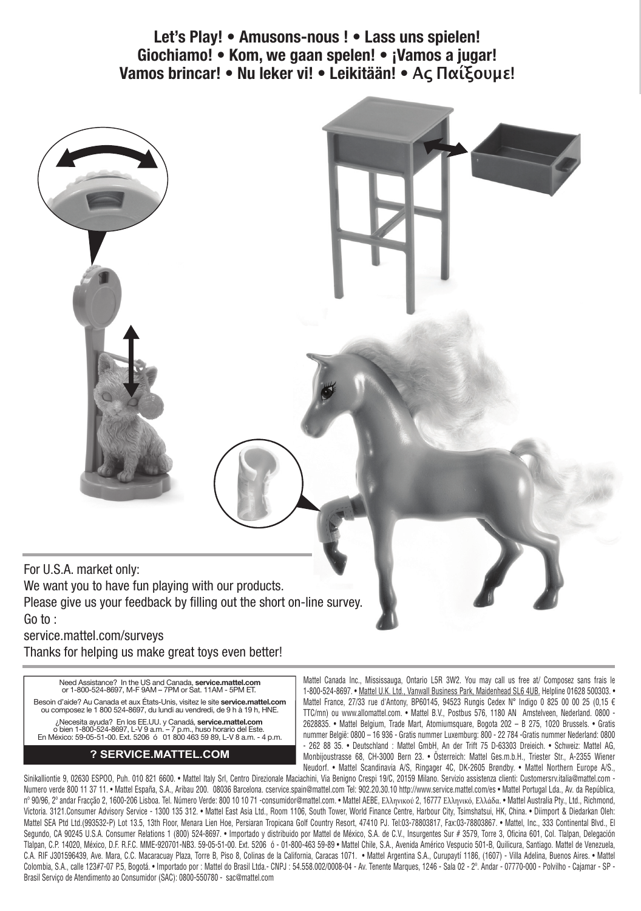# Let's Play! • Amusons-nous ! • Lass uns spielen! Giochiamo! • Kom, we gaan spelen! • ¡Vamos a jugar! Vamos brincar! • Nu leker vi! • Leikitään! • Ας Παίξουμε!

For U.S.A. market only:
We want you to have fun playing with our products.
Please give us your feedback by filling out the short on-line survey.
Go to :
service.mattel.com/surveys
Thanks for helping us make great toys even better!

Need Assistance? In the US and Canada, **service.mattel.com** or 1-800-524-8697, M-F 9AM – 7PM or Sat. 11AM - 5PM ET.

Besoin d'aide? Au Canada et aux États-Unis, visitez le site **service.mattel.com** ou composez le 1 800 524-8697, du lundi au vendredi, de 9 h à 19 h, HNE.

¿Necesita ayuda? En los EE.UU. y Canadá, **service.mattel.com** o bien 1-800-524-8697, L-V 9 a.m. – 7 p.m., huso horario del Este. En México: 59-05-51-00. Ext. 5206 ó 01 800 463 59 89, L-V 8 a.m. - 4 p.m.

**? SERVICE.MATTEL.COM**

Mattel Canada Inc., Mississauga, Ontario L5R 3W2. You may call us free at/ Composez sans frais le 1-800-524-8697. • Mattel U.K. Ltd., Vanwall Business Park, Maidenhead SL6 4UB. Helpline 01628 500303. • Mattel France, 27/33 rue d'Antony, BP60145, 94523 Rungis Cedex N° Indigo 0 825 00 00 25 (0,15 € TTC/mn) ou www.allomattel.com. • Mattel B.V., Postbus 576, 1180 AN Amstelveen, Nederland. 0800 - 2628835. • Mattel Belgium, Trade Mart, Atomiumsquare, Bogota 202 – B 275, 1020 Brussels. • Gratis nummer België: 0800 – 16 936 - Gratis nummer Luxemburg: 800 - 22 784 -Gratis nummer Nederland: 0800 - 262 88 35. • Deutschland : Mattel GmbH, An der Trift 75 D-63303 Dreieich. • Schweiz: Mattel AG, Monbijoustrasse 68, CH-3000 Bern 23. • Österreich: Mattel Ges.m.b.H., Triester Str., A-2355 Wiener Neudorf. • Mattel Scandinavia A/S, Ringager 4C, DK-2605 Brøndby. • Mattel Northern Europe A/S., Sinikalliontie 9, 02630 ESPOO, Puh. 010 821 6600. • Mattel Italy Srl, Centro Direzionale Maciachini, Via Benigno Crespi 19/C, 20159 Milano. Servizio assistenza clienti: Customersrv.italia@mattel.com - Numero verde 800 11 37 11. • Mattel España, S.A., Aribau 200. 08036 Barcelona. cservice.spain@mattel.com Tel: 902.20.30.10 http://www.service.mattel.com/es • Mattel Portugal Lda., Av. da República, nº 90/96, 2º andar Fracção 2, 1600-206 Lisboa. Tel. Número Verde: 800 10 10 71 -consumidor@mattel.com. • Mattel AEBE, Ελληνικού 2, 16777 Ελληνικό, Ελλάδα. • Mattel Australia Pty., Ltd., Richmond, Victoria. 3121.Consumer Advisory Service - 1300 135 312. • Mattel East Asia Ltd., Room 1106, South Tower, World Finance Centre, Harbour City, Tsimshatsui, HK, China. • Diimport & Diedarkan Oleh: Mattel SEA Ptd Ltd.(993532-P) Lot 13.5, 13th Floor, Menara Lien Hoe, Persiaran Tropicana Golf Country Resort, 47410 PJ. Tel:03-78803817, Fax:03-78803867. • Mattel, Inc., 333 Continental Blvd., El Segundo, CA 90245 U.S.A. Consumer Relations 1 (800) 524-8697. • Importado y distribuido por Mattel de México, S.A. de C.V., Insurgentes Sur # 3579, Torre 3, Oficina 601, Col. Tlalpan, Delegación Tlalpan, C.P. 14020, México, D.F. R.F.C. MME-920701-NB3. 59-05-51-00. Ext. 5206 ó - 01-800-463 59-89 • Mattel Chile, S.A., Avenida Américo Vespucio 501-B, Quilicura, Santiago. Mattel de Venezuela, C.A. RIF J301596439, Ave. Mara, C.C. Macaracuay Plaza, Torre B, Piso 8, Colinas de la California, Caracas 1071. • Mattel Argentina S.A., Curupaytí 1186, (1607) - Villa Adelina, Buenos Aires. • Mattel Colombia, S.A., calle 123#7-07 P.5, Bogotá. • Importado por : Mattel do Brasil Ltda.- CNPJ : 54.558.002/0008-04 - Av. Tenente Marques, 1246 - Sala 02 - 2º. Andar - 07770-000 - Polvilho - Cajamar - SP - Brasil Serviço de Atendimento ao Consumidor (SAC): 0800-550780 - sac@mattel.com